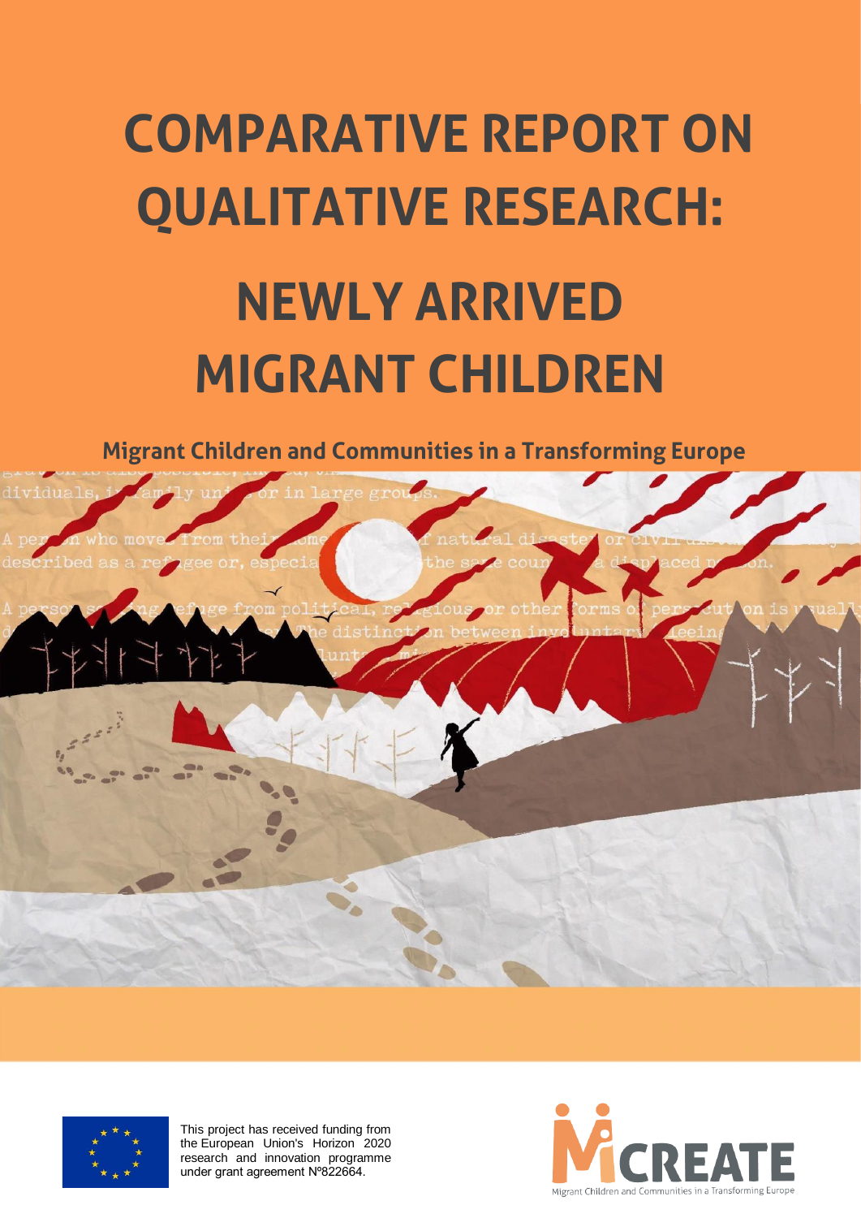# COMPARATIVE REPORT ON QUALITATIVE RESEARCH: NEWLY ARRIVED MIGRANT CHILDREN

## Migrant Children and Communities in a Transforming Europe

This project has received funding from the European Union's Horizon 2020 research and innovation programme under grant agreement Nº822664.

MiCREATE

Migrant Children and Communities in a Transforming Europe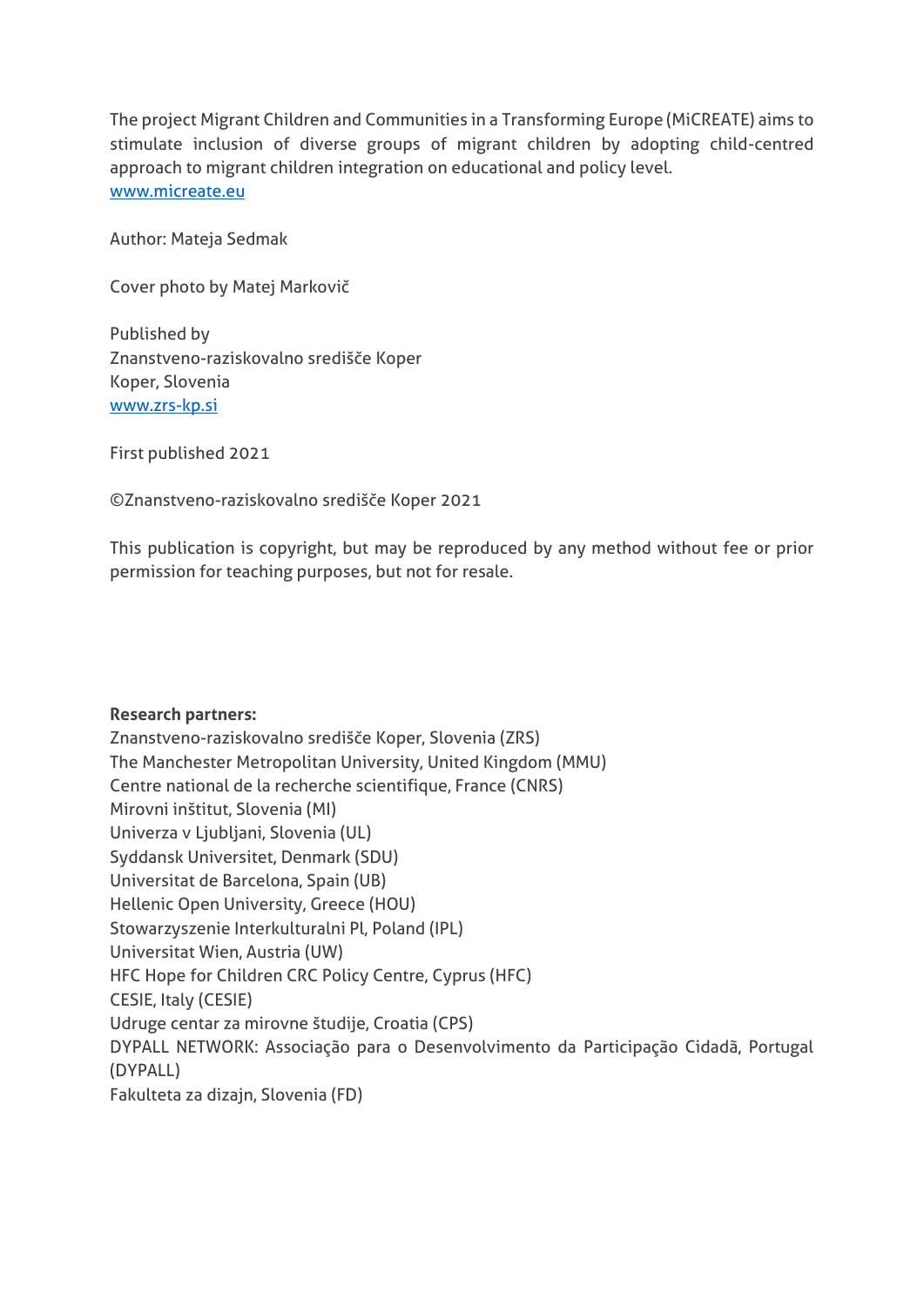The project Migrant Children and Communities in a Transforming Europe (MiCREATE) aims to stimulate inclusion of diverse groups of migrant children by adopting child-centred approach to migrant children integration on educational and policy level.
[www.micreate.eu](http://www.micreate.eu)

Author: Mateja Sedmak

Cover photo by Matej Markovič

Published by
Znanstveno-raziskovalno središče Koper
Koper, Slovenia
[www.zrs-kp.si](http://www.zrs-kp.si)

First published 2021

©Znanstveno-raziskovalno središče Koper 2021

This publication is copyright, but may be reproduced by any method without fee or prior permission for teaching purposes, but not for resale.

**Research partners:**
Znanstveno-raziskovalno središče Koper, Slovenia (ZRS)
The Manchester Metropolitan University, United Kingdom (MMU)
Centre national de la recherche scientifique, France (CNRS)
Mirovni inštitut, Slovenia (MI)
Univerza v Ljubljani, Slovenia (UL)
Syddansk Universitet, Denmark (SDU)
Universitat de Barcelona, Spain (UB)
Hellenic Open University, Greece (HOU)
Stowarzyszenie Interkulturalni Pl, Poland (IPL)
Universitat Wien, Austria (UW)
HFC Hope for Children CRC Policy Centre, Cyprus (HFC)
CESIE, Italy (CESIE)
Udruge centar za mirovne študije, Croatia (CPS)
DYPALL NETWORK: Associação para o Desenvolvimento da Participação Cidadã, Portugal (DYPALL)
Fakulteta za dizajn, Slovenia (FD)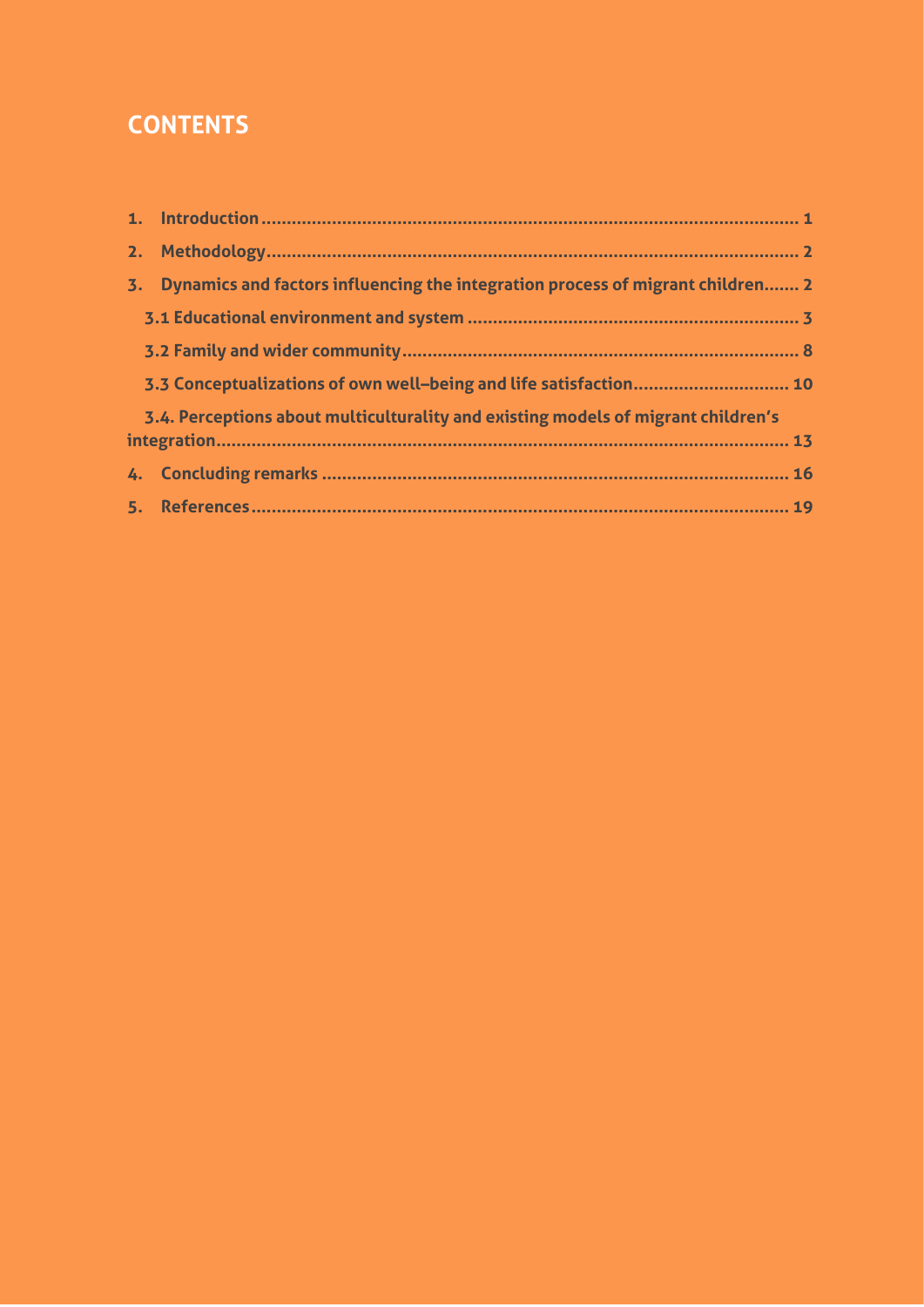# CONTENTS

1. **Introduction** ........................................................................................................ 1
2. **Methodology** ........................................................................................................ 2
3. **Dynamics and factors influencing the integration process of migrant children** ....... 2

   **3.1 Educational environment and system** ................................................................ 3

   **3.2 Family and wider community** ............................................................................ 8

   **3.3 Conceptualizations of own well–being and life satisfaction** ................................ 10

   **3.4. Perceptions about multiculturality and existing models of migrant children's integration** ........................................................................................................ 13
4. **Concluding remarks** ............................................................................................ 16
5. **References** .......................................................................................................... 19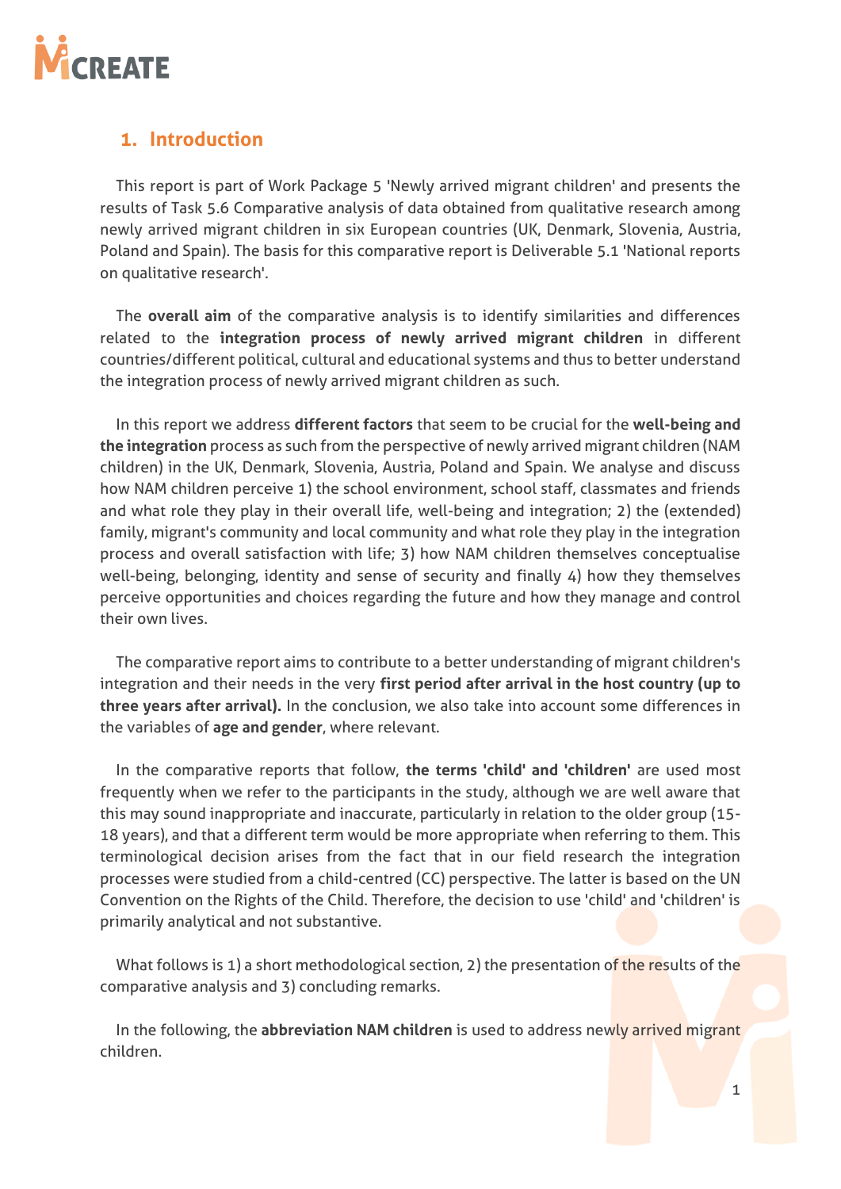## 1. Introduction

This report is part of Work Package 5 'Newly arrived migrant children' and presents the results of Task 5.6 Comparative analysis of data obtained from qualitative research among newly arrived migrant children in six European countries (UK, Denmark, Slovenia, Austria, Poland and Spain). The basis for this comparative report is Deliverable 5.1 'National reports on qualitative research'.

The **overall aim** of the comparative analysis is to identify similarities and differences related to the **integration process of newly arrived migrant children** in different countries/different political, cultural and educational systems and thus to better understand the integration process of newly arrived migrant children as such.

In this report we address **different factors** that seem to be crucial for the **well-being and the integration** process as such from the perspective of newly arrived migrant children (NAM children) in the UK, Denmark, Slovenia, Austria, Poland and Spain. We analyse and discuss how NAM children perceive 1) the school environment, school staff, classmates and friends and what role they play in their overall life, well-being and integration; 2) the (extended) family, migrant's community and local community and what role they play in the integration process and overall satisfaction with life; 3) how NAM children themselves conceptualise well-being, belonging, identity and sense of security and finally 4) how they themselves perceive opportunities and choices regarding the future and how they manage and control their own lives.

The comparative report aims to contribute to a better understanding of migrant children's integration and their needs in the very **first period after arrival in the host country (up to three years after arrival).** In the conclusion, we also take into account some differences in the variables of **age and gender**, where relevant.

In the comparative reports that follow, **the terms 'child' and 'children'** are used most frequently when we refer to the participants in the study, although we are well aware that this may sound inappropriate and inaccurate, particularly in relation to the older group (15-18 years), and that a different term would be more appropriate when referring to them. This terminological decision arises from the fact that in our field research the integration processes were studied from a child-centred (CC) perspective. The latter is based on the UN Convention on the Rights of the Child. Therefore, the decision to use 'child' and 'children' is primarily analytical and not substantive.

What follows is 1) a short methodological section, 2) the presentation of the results of the comparative analysis and 3) concluding remarks.

In the following, the **abbreviation NAM children** is used to address newly arrived migrant children.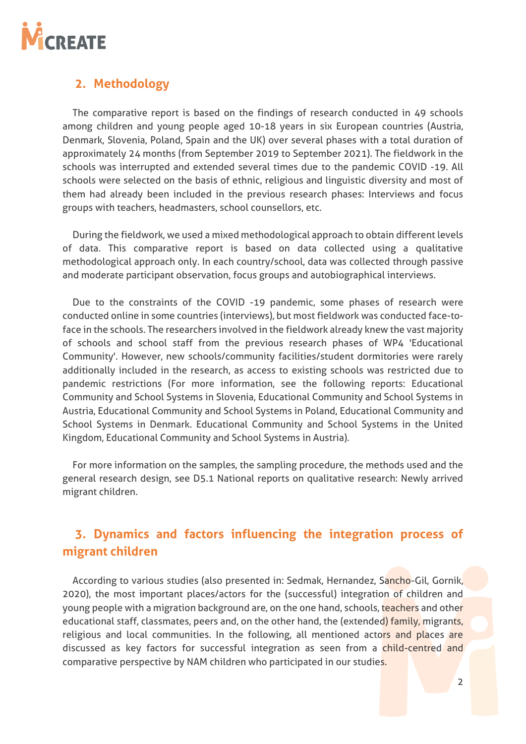## 2. Methodology

The comparative report is based on the findings of research conducted in 49 schools among children and young people aged 10-18 years in six European countries (Austria, Denmark, Slovenia, Poland, Spain and the UK) over several phases with a total duration of approximately 24 months (from September 2019 to September 2021). The fieldwork in the schools was interrupted and extended several times due to the pandemic COVID -19. All schools were selected on the basis of ethnic, religious and linguistic diversity and most of them had already been included in the previous research phases: Interviews and focus groups with teachers, headmasters, school counsellors, etc.

During the fieldwork, we used a mixed methodological approach to obtain different levels of data. This comparative report is based on data collected using a qualitative methodological approach only. In each country/school, data was collected through passive and moderate participant observation, focus groups and autobiographical interviews.

Due to the constraints of the COVID -19 pandemic, some phases of research were conducted online in some countries (interviews), but most fieldwork was conducted face-to-face in the schools. The researchers involved in the fieldwork already knew the vast majority of schools and school staff from the previous research phases of WP4 'Educational Community'. However, new schools/community facilities/student dormitories were rarely additionally included in the research, as access to existing schools was restricted due to pandemic restrictions (For more information, see the following reports: Educational Community and School Systems in Slovenia, Educational Community and School Systems in Austria, Educational Community and School Systems in Poland, Educational Community and School Systems in Denmark. Educational Community and School Systems in the United Kingdom, Educational Community and School Systems in Austria).

For more information on the samples, the sampling procedure, the methods used and the general research design, see D5.1 National reports on qualitative research: Newly arrived migrant children.

## 3. Dynamics and factors influencing the integration process of migrant children

According to various studies (also presented in: Sedmak, Hernandez, Sancho-Gil, Gornik, 2020), the most important places/actors for the (successful) integration of children and young people with a migration background are, on the one hand, schools, teachers and other educational staff, classmates, peers and, on the other hand, the (extended) family, migrants, religious and local communities. In the following, all mentioned actors and places are discussed as key factors for successful integration as seen from a child-centred and comparative perspective by NAM children who participated in our studies.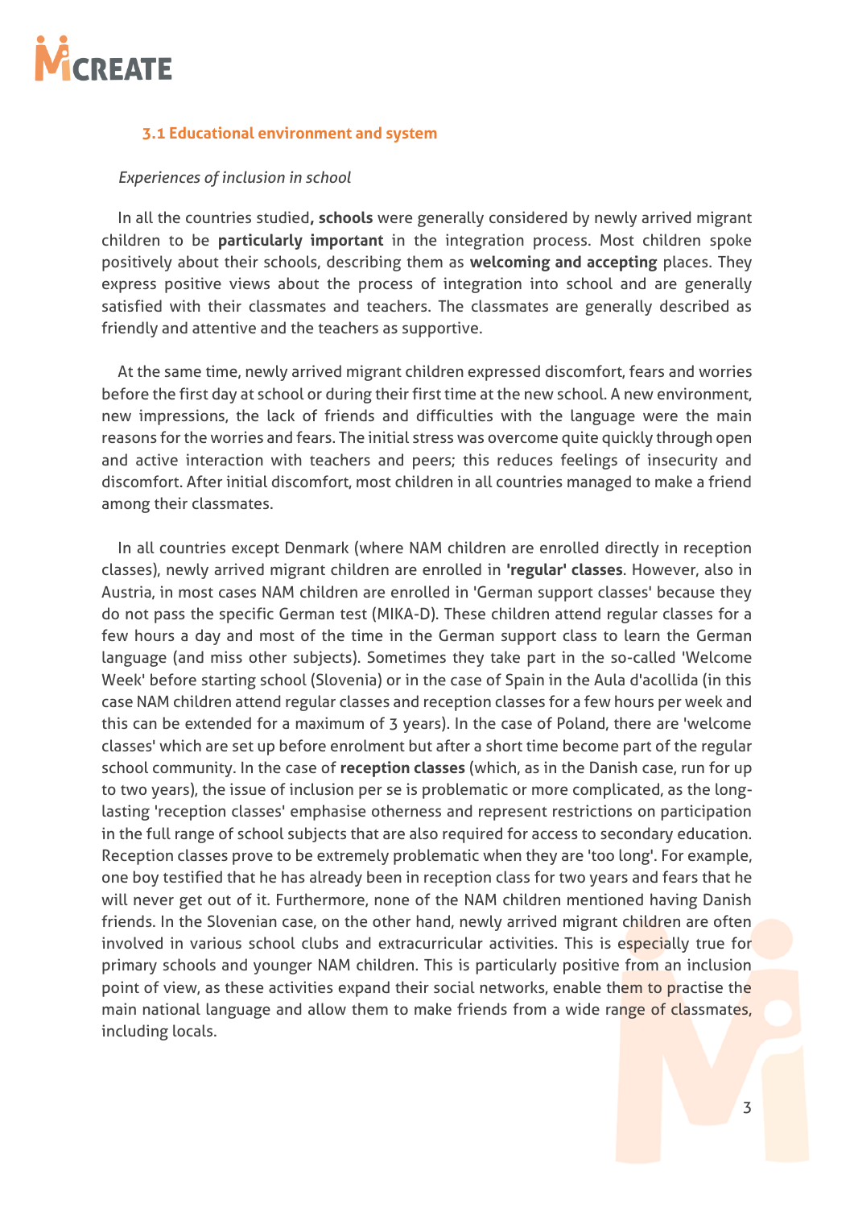### 3.1 Educational environment and system

*Experiences of inclusion in school*

In all the countries studied**, schools** were generally considered by newly arrived migrant children to be **particularly important** in the integration process. Most children spoke positively about their schools, describing them as **welcoming and accepting** places. They express positive views about the process of integration into school and are generally satisfied with their classmates and teachers. The classmates are generally described as friendly and attentive and the teachers as supportive.

At the same time, newly arrived migrant children expressed discomfort, fears and worries before the first day at school or during their first time at the new school. A new environment, new impressions, the lack of friends and difficulties with the language were the main reasons for the worries and fears. The initial stress was overcome quite quickly through open and active interaction with teachers and peers; this reduces feelings of insecurity and discomfort. After initial discomfort, most children in all countries managed to make a friend among their classmates.

In all countries except Denmark (where NAM children are enrolled directly in reception classes), newly arrived migrant children are enrolled in **'regular' classes**. However, also in Austria, in most cases NAM children are enrolled in 'German support classes' because they do not pass the specific German test (MIKA-D). These children attend regular classes for a few hours a day and most of the time in the German support class to learn the German language (and miss other subjects). Sometimes they take part in the so-called 'Welcome Week' before starting school (Slovenia) or in the case of Spain in the Aula d'acollida (in this case NAM children attend regular classes and reception classes for a few hours per week and this can be extended for a maximum of 3 years). In the case of Poland, there are 'welcome classes' which are set up before enrolment but after a short time become part of the regular school community. In the case of **reception classes** (which, as in the Danish case, run for up to two years), the issue of inclusion per se is problematic or more complicated, as the long-lasting 'reception classes' emphasise otherness and represent restrictions on participation in the full range of school subjects that are also required for access to secondary education. Reception classes prove to be extremely problematic when they are 'too long'. For example, one boy testified that he has already been in reception class for two years and fears that he will never get out of it. Furthermore, none of the NAM children mentioned having Danish friends. In the Slovenian case, on the other hand, newly arrived migrant children are often involved in various school clubs and extracurricular activities. This is especially true for primary schools and younger NAM children. This is particularly positive from an inclusion point of view, as these activities expand their social networks, enable them to practise the main national language and allow them to make friends from a wide range of classmates, including locals.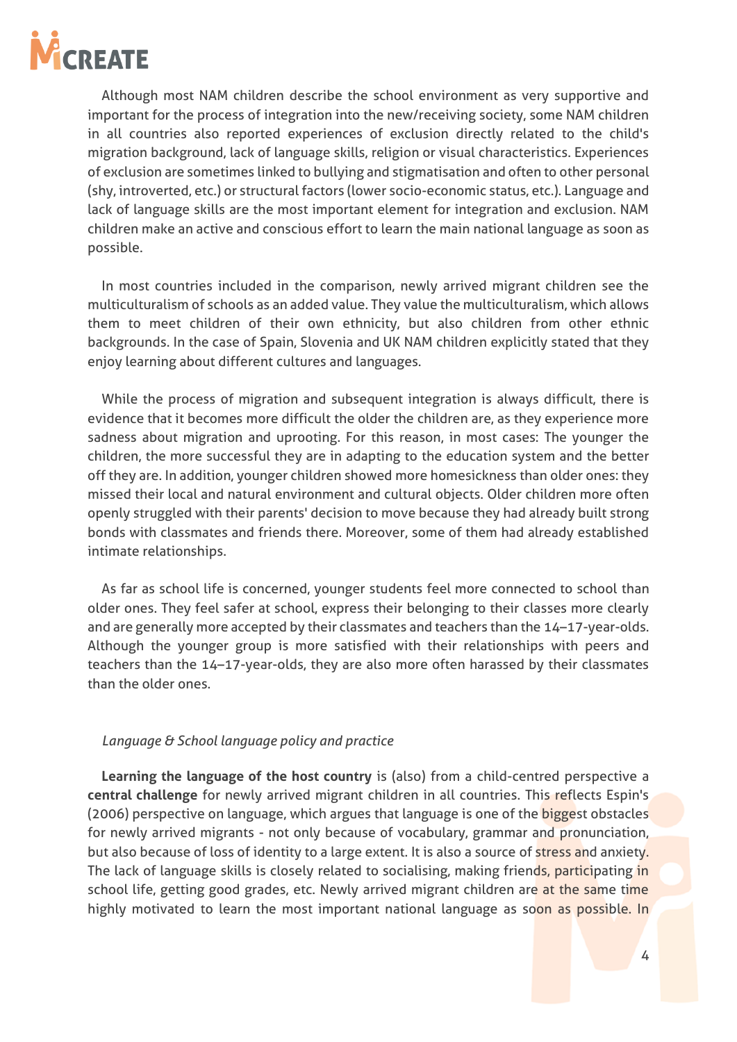Although most NAM children describe the school environment as very supportive and important for the process of integration into the new/receiving society, some NAM children in all countries also reported experiences of exclusion directly related to the child's migration background, lack of language skills, religion or visual characteristics. Experiences of exclusion are sometimes linked to bullying and stigmatisation and often to other personal (shy, introverted, etc.) or structural factors (lower socio-economic status, etc.). Language and lack of language skills are the most important element for integration and exclusion. NAM children make an active and conscious effort to learn the main national language as soon as possible.

In most countries included in the comparison, newly arrived migrant children see the multiculturalism of schools as an added value. They value the multiculturalism, which allows them to meet children of their own ethnicity, but also children from other ethnic backgrounds. In the case of Spain, Slovenia and UK NAM children explicitly stated that they enjoy learning about different cultures and languages.

While the process of migration and subsequent integration is always difficult, there is evidence that it becomes more difficult the older the children are, as they experience more sadness about migration and uprooting. For this reason, in most cases: The younger the children, the more successful they are in adapting to the education system and the better off they are. In addition, younger children showed more homesickness than older ones: they missed their local and natural environment and cultural objects. Older children more often openly struggled with their parents' decision to move because they had already built strong bonds with classmates and friends there. Moreover, some of them had already established intimate relationships.

As far as school life is concerned, younger students feel more connected to school than older ones. They feel safer at school, express their belonging to their classes more clearly and are generally more accepted by their classmates and teachers than the 14–17-year-olds. Although the younger group is more satisfied with their relationships with peers and teachers than the 14–17-year-olds, they are also more often harassed by their classmates than the older ones.

*Language & School language policy and practice*

**Learning the language of the host country** is (also) from a child-centred perspective a **central challenge** for newly arrived migrant children in all countries. This reflects Espin's (2006) perspective on language, which argues that language is one of the biggest obstacles for newly arrived migrants - not only because of vocabulary, grammar and pronunciation, but also because of loss of identity to a large extent. It is also a source of stress and anxiety. The lack of language skills is closely related to socialising, making friends, participating in school life, getting good grades, etc. Newly arrived migrant children are at the same time highly motivated to learn the most important national language as soon as possible. In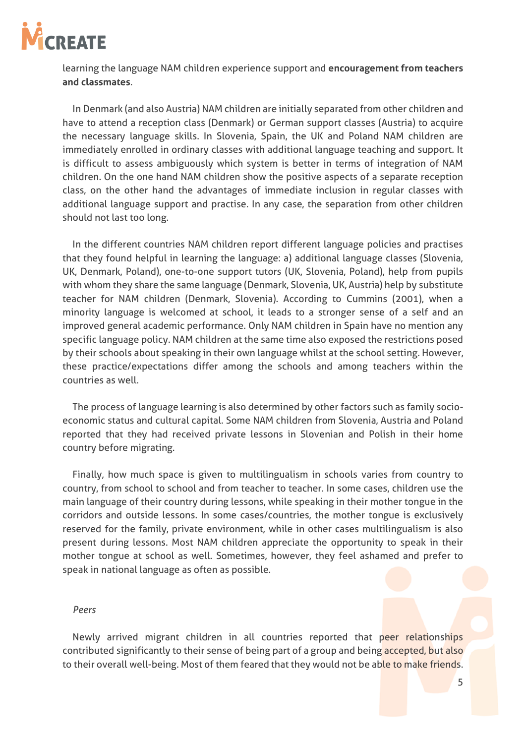learning the language NAM children experience support and **encouragement from teachers and classmates**.

In Denmark (and also Austria) NAM children are initially separated from other children and have to attend a reception class (Denmark) or German support classes (Austria) to acquire the necessary language skills. In Slovenia, Spain, the UK and Poland NAM children are immediately enrolled in ordinary classes with additional language teaching and support. It is difficult to assess ambiguously which system is better in terms of integration of NAM children. On the one hand NAM children show the positive aspects of a separate reception class, on the other hand the advantages of immediate inclusion in regular classes with additional language support and practise. In any case, the separation from other children should not last too long.

In the different countries NAM children report different language policies and practises that they found helpful in learning the language: a) additional language classes (Slovenia, UK, Denmark, Poland), one-to-one support tutors (UK, Slovenia, Poland), help from pupils with whom they share the same language (Denmark, Slovenia, UK, Austria) help by substitute teacher for NAM children (Denmark, Slovenia). According to Cummins (2001), when a minority language is welcomed at school, it leads to a stronger sense of a self and an improved general academic performance. Only NAM children in Spain have no mention any specific language policy. NAM children at the same time also exposed the restrictions posed by their schools about speaking in their own language whilst at the school setting. However, these practice/expectations differ among the schools and among teachers within the countries as well.

The process of language learning is also determined by other factors such as family socio-economic status and cultural capital. Some NAM children from Slovenia, Austria and Poland reported that they had received private lessons in Slovenian and Polish in their home country before migrating.

Finally, how much space is given to multilingualism in schools varies from country to country, from school to school and from teacher to teacher. In some cases, children use the main language of their country during lessons, while speaking in their mother tongue in the corridors and outside lessons. In some cases/countries, the mother tongue is exclusively reserved for the family, private environment, while in other cases multilingualism is also present during lessons. Most NAM children appreciate the opportunity to speak in their mother tongue at school as well. Sometimes, however, they feel ashamed and prefer to speak in national language as often as possible.

*Peers*

Newly arrived migrant children in all countries reported that peer relationships contributed significantly to their sense of being part of a group and being accepted, but also to their overall well-being. Most of them feared that they would not be able to make friends.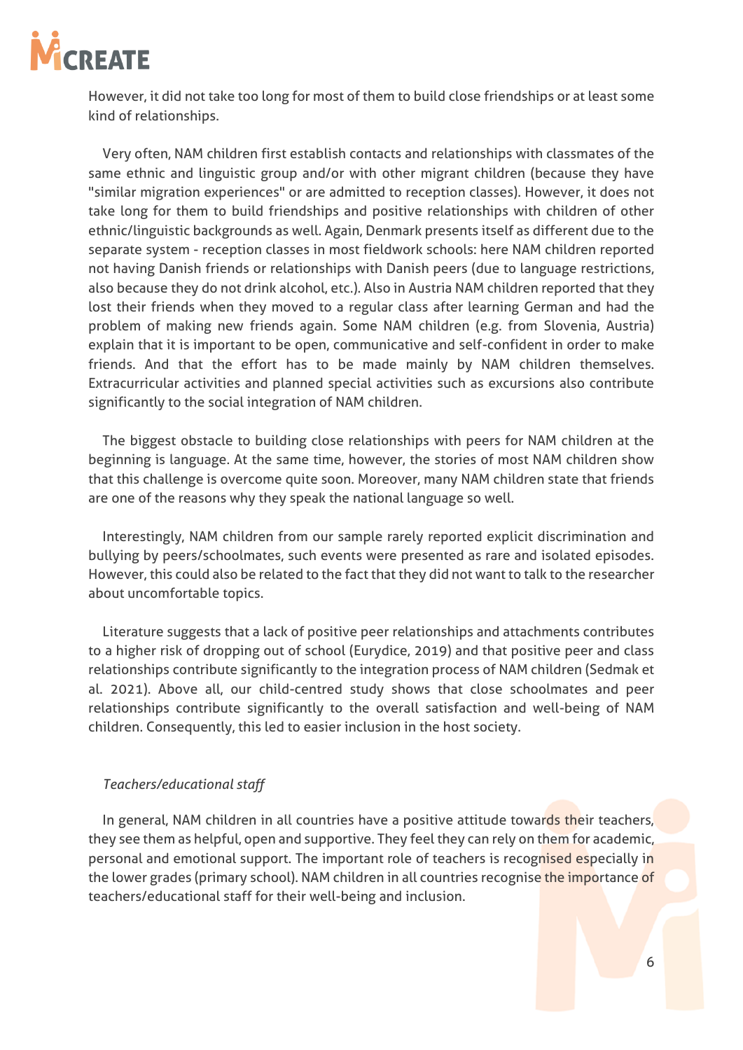However, it did not take too long for most of them to build close friendships or at least some kind of relationships.

Very often, NAM children first establish contacts and relationships with classmates of the same ethnic and linguistic group and/or with other migrant children (because they have "similar migration experiences" or are admitted to reception classes). However, it does not take long for them to build friendships and positive relationships with children of other ethnic/linguistic backgrounds as well. Again, Denmark presents itself as different due to the separate system - reception classes in most fieldwork schools: here NAM children reported not having Danish friends or relationships with Danish peers (due to language restrictions, also because they do not drink alcohol, etc.). Also in Austria NAM children reported that they lost their friends when they moved to a regular class after learning German and had the problem of making new friends again. Some NAM children (e.g. from Slovenia, Austria) explain that it is important to be open, communicative and self-confident in order to make friends. And that the effort has to be made mainly by NAM children themselves. Extracurricular activities and planned special activities such as excursions also contribute significantly to the social integration of NAM children.

The biggest obstacle to building close relationships with peers for NAM children at the beginning is language. At the same time, however, the stories of most NAM children show that this challenge is overcome quite soon. Moreover, many NAM children state that friends are one of the reasons why they speak the national language so well.

Interestingly, NAM children from our sample rarely reported explicit discrimination and bullying by peers/schoolmates, such events were presented as rare and isolated episodes. However, this could also be related to the fact that they did not want to talk to the researcher about uncomfortable topics.

Literature suggests that a lack of positive peer relationships and attachments contributes to a higher risk of dropping out of school (Eurydice, 2019) and that positive peer and class relationships contribute significantly to the integration process of NAM children (Sedmak et al. 2021). Above all, our child-centred study shows that close schoolmates and peer relationships contribute significantly to the overall satisfaction and well-being of NAM children. Consequently, this led to easier inclusion in the host society.

*Teachers/educational staff*

In general, NAM children in all countries have a positive attitude towards their teachers, they see them as helpful, open and supportive. They feel they can rely on them for academic, personal and emotional support. The important role of teachers is recognised especially in the lower grades (primary school). NAM children in all countries recognise the importance of teachers/educational staff for their well-being and inclusion.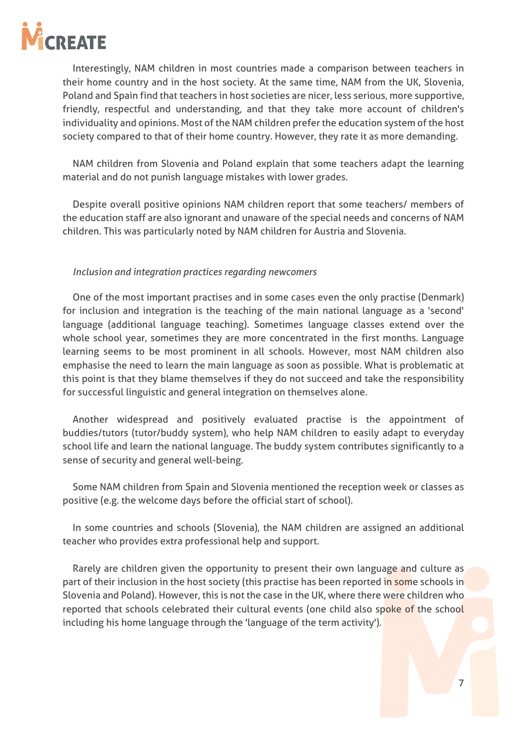Interestingly, NAM children in most countries made a comparison between teachers in their home country and in the host society. At the same time, NAM from the UK, Slovenia, Poland and Spain find that teachers in host societies are nicer, less serious, more supportive, friendly, respectful and understanding, and that they take more account of children's individuality and opinions. Most of the NAM children prefer the education system of the host society compared to that of their home country. However, they rate it as more demanding.

NAM children from Slovenia and Poland explain that some teachers adapt the learning material and do not punish language mistakes with lower grades.

Despite overall positive opinions NAM children report that some teachers/ members of the education staff are also ignorant and unaware of the special needs and concerns of NAM children. This was particularly noted by NAM children for Austria and Slovenia.

*Inclusion and integration practices regarding newcomers*

One of the most important practises and in some cases even the only practise (Denmark) for inclusion and integration is the teaching of the main national language as a 'second' language (additional language teaching). Sometimes language classes extend over the whole school year, sometimes they are more concentrated in the first months. Language learning seems to be most prominent in all schools. However, most NAM children also emphasise the need to learn the main language as soon as possible. What is problematic at this point is that they blame themselves if they do not succeed and take the responsibility for successful linguistic and general integration on themselves alone.

Another widespread and positively evaluated practise is the appointment of buddies/tutors (tutor/buddy system), who help NAM children to easily adapt to everyday school life and learn the national language. The buddy system contributes significantly to a sense of security and general well-being.

Some NAM children from Spain and Slovenia mentioned the reception week or classes as positive (e.g. the welcome days before the official start of school).

In some countries and schools (Slovenia), the NAM children are assigned an additional teacher who provides extra professional help and support.

Rarely are children given the opportunity to present their own language and culture as part of their inclusion in the host society (this practise has been reported in some schools in Slovenia and Poland). However, this is not the case in the UK, where there were children who reported that schools celebrated their cultural events (one child also spoke of the school including his home language through the 'language of the term activity').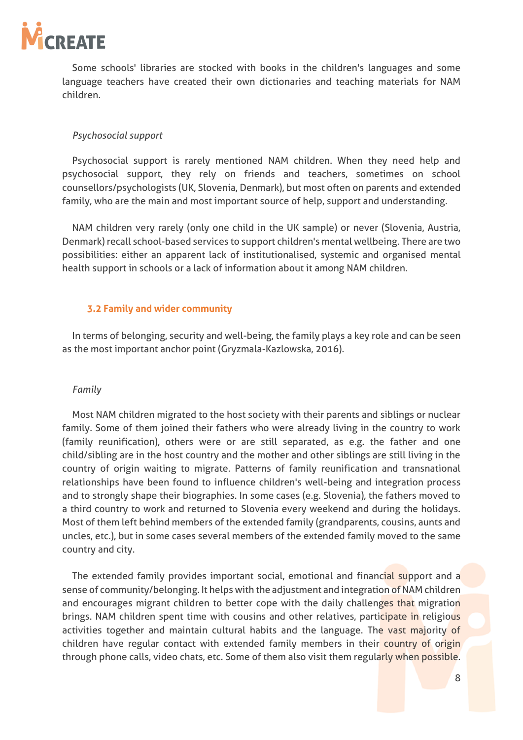Some schools' libraries are stocked with books in the children's languages and some language teachers have created their own dictionaries and teaching materials for NAM children.

*Psychosocial support*

Psychosocial support is rarely mentioned NAM children. When they need help and psychosocial support, they rely on friends and teachers, sometimes on school counsellors/psychologists (UK, Slovenia, Denmark), but most often on parents and extended family, who are the main and most important source of help, support and understanding.

NAM children very rarely (only one child in the UK sample) or never (Slovenia, Austria, Denmark) recall school-based services to support children's mental wellbeing. There are two possibilities: either an apparent lack of institutionalised, systemic and organised mental health support in schools or a lack of information about it among NAM children.

### 3.2 Family and wider community

In terms of belonging, security and well-being, the family plays a key role and can be seen as the most important anchor point (Gryzmala-Kazlowska, 2016).

*Family*

Most NAM children migrated to the host society with their parents and siblings or nuclear family. Some of them joined their fathers who were already living in the country to work (family reunification), others were or are still separated, as e.g. the father and one child/sibling are in the host country and the mother and other siblings are still living in the country of origin waiting to migrate. Patterns of family reunification and transnational relationships have been found to influence children's well-being and integration process and to strongly shape their biographies. In some cases (e.g. Slovenia), the fathers moved to a third country to work and returned to Slovenia every weekend and during the holidays. Most of them left behind members of the extended family (grandparents, cousins, aunts and uncles, etc.), but in some cases several members of the extended family moved to the same country and city.

The extended family provides important social, emotional and financial support and a sense of community/belonging. It helps with the adjustment and integration of NAM children and encourages migrant children to better cope with the daily challenges that migration brings. NAM children spent time with cousins and other relatives, participate in religious activities together and maintain cultural habits and the language. The vast majority of children have regular contact with extended family members in their country of origin through phone calls, video chats, etc. Some of them also visit them regularly when possible.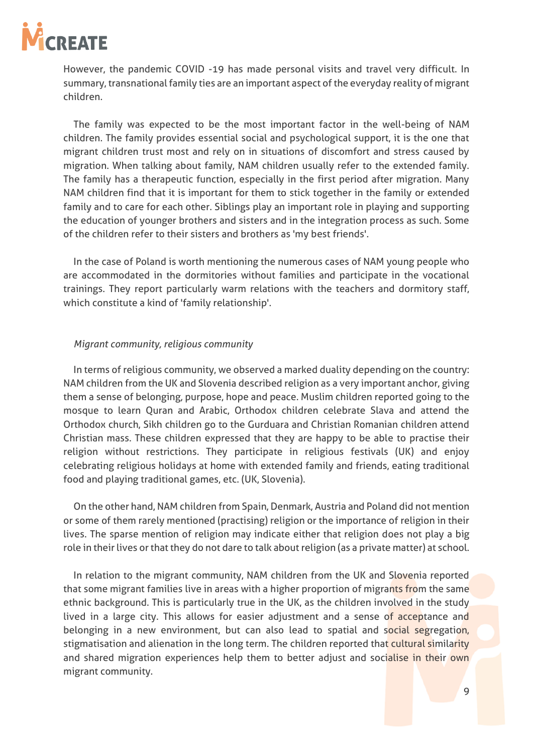However, the pandemic COVID -19 has made personal visits and travel very difficult. In summary, transnational family ties are an important aspect of the everyday reality of migrant children.

The family was expected to be the most important factor in the well-being of NAM children. The family provides essential social and psychological support, it is the one that migrant children trust most and rely on in situations of discomfort and stress caused by migration. When talking about family, NAM children usually refer to the extended family. The family has a therapeutic function, especially in the first period after migration. Many NAM children find that it is important for them to stick together in the family or extended family and to care for each other. Siblings play an important role in playing and supporting the education of younger brothers and sisters and in the integration process as such. Some of the children refer to their sisters and brothers as 'my best friends'.

In the case of Poland is worth mentioning the numerous cases of NAM young people who are accommodated in the dormitories without families and participate in the vocational trainings. They report particularly warm relations with the teachers and dormitory staff, which constitute a kind of 'family relationship'.

*Migrant community, religious community*

In terms of religious community, we observed a marked duality depending on the country: NAM children from the UK and Slovenia described religion as a very important anchor, giving them a sense of belonging, purpose, hope and peace. Muslim children reported going to the mosque to learn Quran and Arabic, Orthodox children celebrate Slava and attend the Orthodox church, Sikh children go to the Gurduara and Christian Romanian children attend Christian mass. These children expressed that they are happy to be able to practise their religion without restrictions. They participate in religious festivals (UK) and enjoy celebrating religious holidays at home with extended family and friends, eating traditional food and playing traditional games, etc. (UK, Slovenia).

On the other hand, NAM children from Spain, Denmark, Austria and Poland did not mention or some of them rarely mentioned (practising) religion or the importance of religion in their lives. The sparse mention of religion may indicate either that religion does not play a big role in their lives or that they do not dare to talk about religion (as a private matter) at school.

In relation to the migrant community, NAM children from the UK and Slovenia reported that some migrant families live in areas with a higher proportion of migrants from the same ethnic background. This is particularly true in the UK, as the children involved in the study lived in a large city. This allows for easier adjustment and a sense of acceptance and belonging in a new environment, but can also lead to spatial and social segregation, stigmatisation and alienation in the long term. The children reported that cultural similarity and shared migration experiences help them to better adjust and socialise in their own migrant community.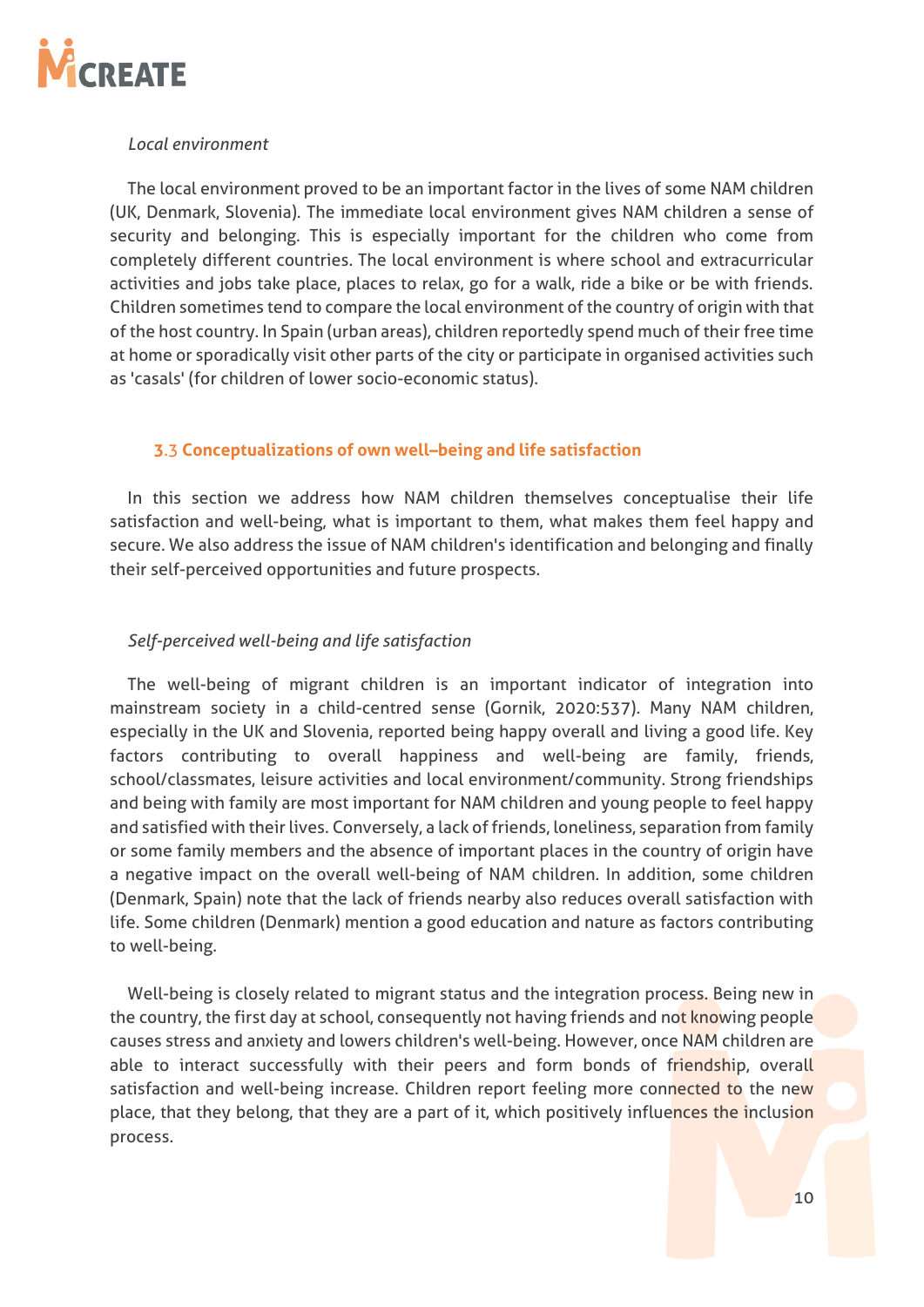*Local environment*

The local environment proved to be an important factor in the lives of some NAM children (UK, Denmark, Slovenia). The immediate local environment gives NAM children a sense of security and belonging. This is especially important for the children who come from completely different countries. The local environment is where school and extracurricular activities and jobs take place, places to relax, go for a walk, ride a bike or be with friends. Children sometimes tend to compare the local environment of the country of origin with that of the host country. In Spain (urban areas), children reportedly spend much of their free time at home or sporadically visit other parts of the city or participate in organised activities such as 'casals' (for children of lower socio-economic status).

### 3.3 Conceptualizations of own well–being and life satisfaction

In this section we address how NAM children themselves conceptualise their life satisfaction and well-being, what is important to them, what makes them feel happy and secure. We also address the issue of NAM children's identification and belonging and finally their self-perceived opportunities and future prospects.

*Self-perceived well-being and life satisfaction*

The well-being of migrant children is an important indicator of integration into mainstream society in a child-centred sense (Gornik, 2020:537). Many NAM children, especially in the UK and Slovenia, reported being happy overall and living a good life. Key factors contributing to overall happiness and well-being are family, friends, school/classmates, leisure activities and local environment/community. Strong friendships and being with family are most important for NAM children and young people to feel happy and satisfied with their lives. Conversely, a lack of friends, loneliness, separation from family or some family members and the absence of important places in the country of origin have a negative impact on the overall well-being of NAM children. In addition, some children (Denmark, Spain) note that the lack of friends nearby also reduces overall satisfaction with life. Some children (Denmark) mention a good education and nature as factors contributing to well-being.

Well-being is closely related to migrant status and the integration process. Being new in the country, the first day at school, consequently not having friends and not knowing people causes stress and anxiety and lowers children's well-being. However, once NAM children are able to interact successfully with their peers and form bonds of friendship, overall satisfaction and well-being increase. Children report feeling more connected to the new place, that they belong, that they are a part of it, which positively influences the inclusion process.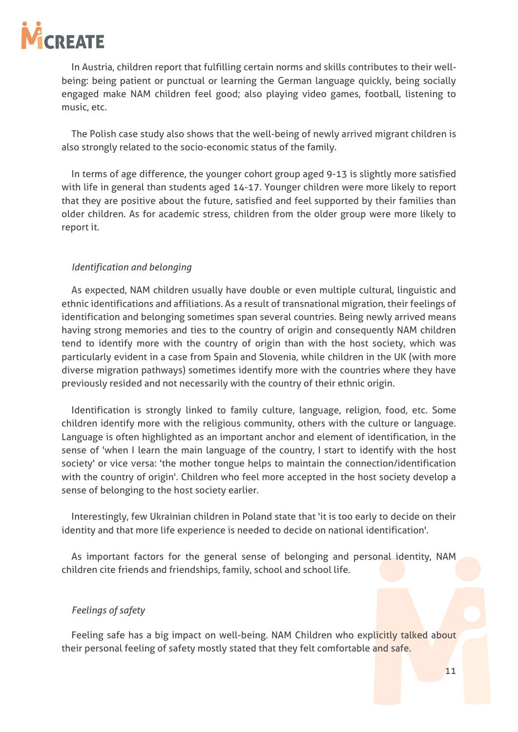In Austria, children report that fulfilling certain norms and skills contributes to their well-being: being patient or punctual or learning the German language quickly, being socially engaged make NAM children feel good; also playing video games, football, listening to music, etc.

The Polish case study also shows that the well-being of newly arrived migrant children is also strongly related to the socio-economic status of the family.

In terms of age difference, the younger cohort group aged 9-13 is slightly more satisfied with life in general than students aged 14-17. Younger children were more likely to report that they are positive about the future, satisfied and feel supported by their families than older children. As for academic stress, children from the older group were more likely to report it.

### *Identification and belonging*

As expected, NAM children usually have double or even multiple cultural, linguistic and ethnic identifications and affiliations. As a result of transnational migration, their feelings of identification and belonging sometimes span several countries. Being newly arrived means having strong memories and ties to the country of origin and consequently NAM children tend to identify more with the country of origin than with the host society, which was particularly evident in a case from Spain and Slovenia, while children in the UK (with more diverse migration pathways) sometimes identify more with the countries where they have previously resided and not necessarily with the country of their ethnic origin.

Identification is strongly linked to family culture, language, religion, food, etc. Some children identify more with the religious community, others with the culture or language. Language is often highlighted as an important anchor and element of identification, in the sense of 'when I learn the main language of the country, I start to identify with the host society' or vice versa: 'the mother tongue helps to maintain the connection/identification with the country of origin'. Children who feel more accepted in the host society develop a sense of belonging to the host society earlier.

Interestingly, few Ukrainian children in Poland state that 'it is too early to decide on their identity and that more life experience is needed to decide on national identification'.

As important factors for the general sense of belonging and personal identity, NAM children cite friends and friendships, family, school and school life.

### *Feelings of safety*

Feeling safe has a big impact on well-being. NAM Children who explicitly talked about their personal feeling of safety mostly stated that they felt comfortable and safe.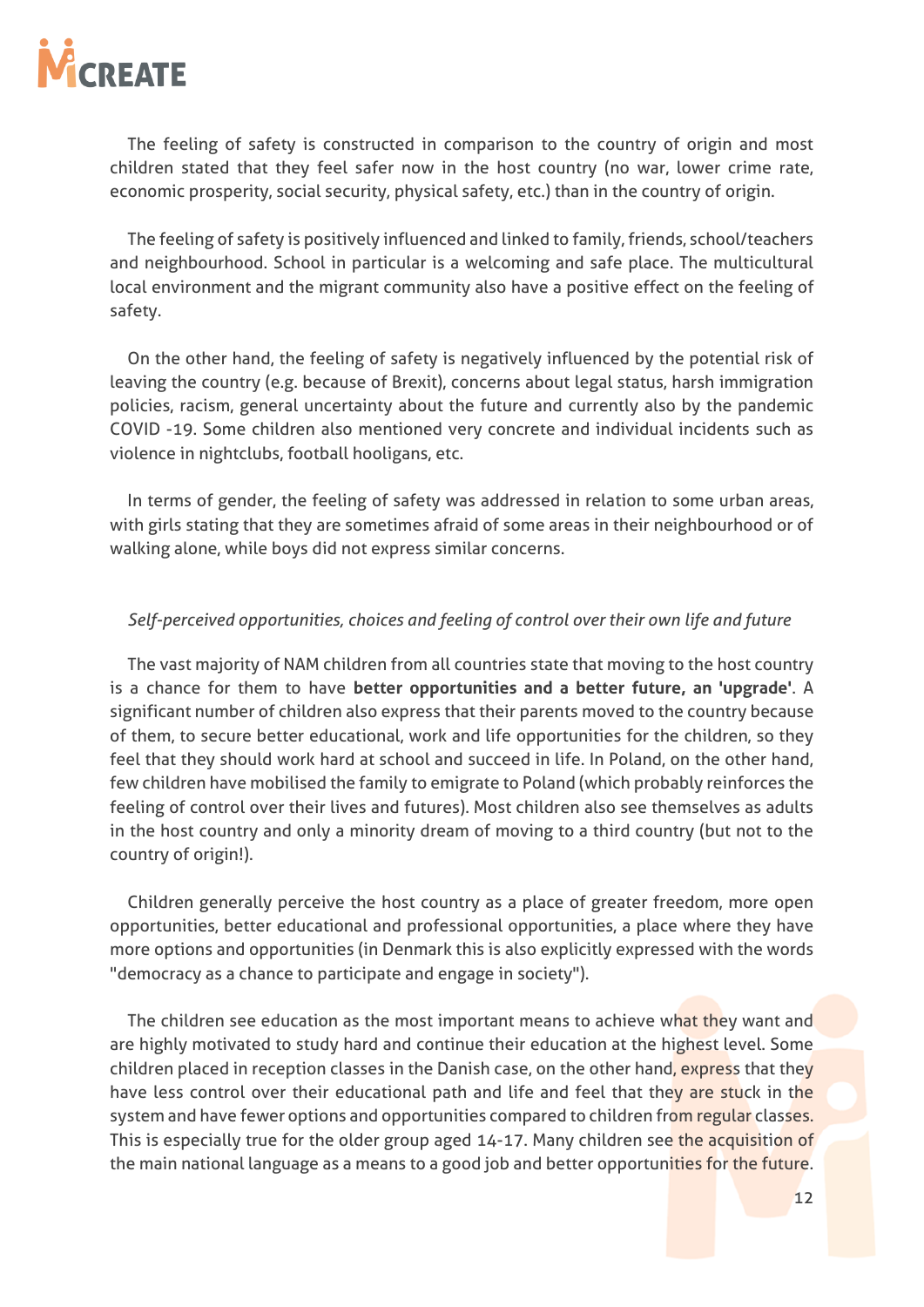The feeling of safety is constructed in comparison to the country of origin and most children stated that they feel safer now in the host country (no war, lower crime rate, economic prosperity, social security, physical safety, etc.) than in the country of origin.

The feeling of safety is positively influenced and linked to family, friends, school/teachers and neighbourhood. School in particular is a welcoming and safe place. The multicultural local environment and the migrant community also have a positive effect on the feeling of safety.

On the other hand, the feeling of safety is negatively influenced by the potential risk of leaving the country (e.g. because of Brexit), concerns about legal status, harsh immigration policies, racism, general uncertainty about the future and currently also by the pandemic COVID -19. Some children also mentioned very concrete and individual incidents such as violence in nightclubs, football hooligans, etc.

In terms of gender, the feeling of safety was addressed in relation to some urban areas, with girls stating that they are sometimes afraid of some areas in their neighbourhood or of walking alone, while boys did not express similar concerns.

*Self-perceived opportunities, choices and feeling of control over their own life and future*

The vast majority of NAM children from all countries state that moving to the host country is a chance for them to have **better opportunities and a better future, an 'upgrade'**. A significant number of children also express that their parents moved to the country because of them, to secure better educational, work and life opportunities for the children, so they feel that they should work hard at school and succeed in life. In Poland, on the other hand, few children have mobilised the family to emigrate to Poland (which probably reinforces the feeling of control over their lives and futures). Most children also see themselves as adults in the host country and only a minority dream of moving to a third country (but not to the country of origin!).

Children generally perceive the host country as a place of greater freedom, more open opportunities, better educational and professional opportunities, a place where they have more options and opportunities (in Denmark this is also explicitly expressed with the words "democracy as a chance to participate and engage in society").

The children see education as the most important means to achieve what they want and are highly motivated to study hard and continue their education at the highest level. Some children placed in reception classes in the Danish case, on the other hand, express that they have less control over their educational path and life and feel that they are stuck in the system and have fewer options and opportunities compared to children from regular classes. This is especially true for the older group aged 14-17. Many children see the acquisition of the main national language as a means to a good job and better opportunities for the future.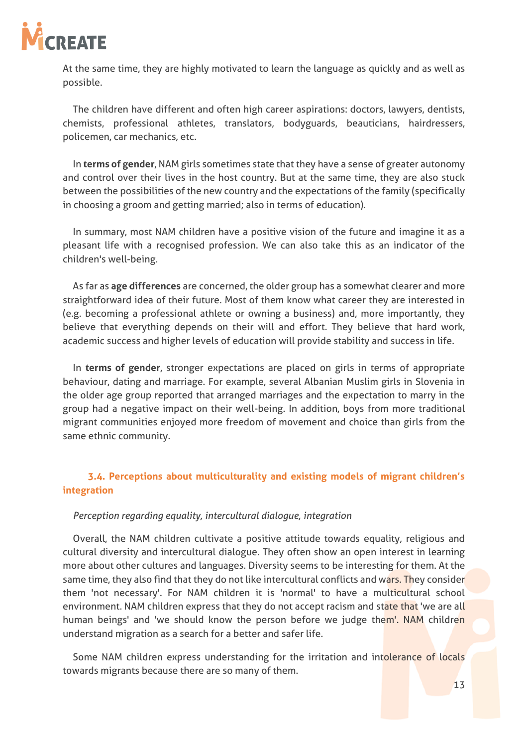At the same time, they are highly motivated to learn the language as quickly and as well as possible.

The children have different and often high career aspirations: doctors, lawyers, dentists, chemists, professional athletes, translators, bodyguards, beauticians, hairdressers, policemen, car mechanics, etc.

In **terms of gender**, NAM girls sometimes state that they have a sense of greater autonomy and control over their lives in the host country. But at the same time, they are also stuck between the possibilities of the new country and the expectations of the family (specifically in choosing a groom and getting married; also in terms of education).

In summary, most NAM children have a positive vision of the future and imagine it as a pleasant life with a recognised profession. We can also take this as an indicator of the children's well-being.

As far as **age differences** are concerned, the older group has a somewhat clearer and more straightforward idea of their future. Most of them know what career they are interested in (e.g. becoming a professional athlete or owning a business) and, more importantly, they believe that everything depends on their will and effort. They believe that hard work, academic success and higher levels of education will provide stability and success in life.

In **terms of gender**, stronger expectations are placed on girls in terms of appropriate behaviour, dating and marriage. For example, several Albanian Muslim girls in Slovenia in the older age group reported that arranged marriages and the expectation to marry in the group had a negative impact on their well-being. In addition, boys from more traditional migrant communities enjoyed more freedom of movement and choice than girls from the same ethnic community.

### 3.4. Perceptions about multiculturality and existing models of migrant children's integration

*Perception regarding equality, intercultural dialogue, integration*

Overall, the NAM children cultivate a positive attitude towards equality, religious and cultural diversity and intercultural dialogue. They often show an open interest in learning more about other cultures and languages. Diversity seems to be interesting for them. At the same time, they also find that they do not like intercultural conflicts and wars. They consider them 'not necessary'. For NAM children it is 'normal' to have a multicultural school environment. NAM children express that they do not accept racism and state that 'we are all human beings' and 'we should know the person before we judge them'. NAM children understand migration as a search for a better and safer life.

Some NAM children express understanding for the irritation and intolerance of locals towards migrants because there are so many of them.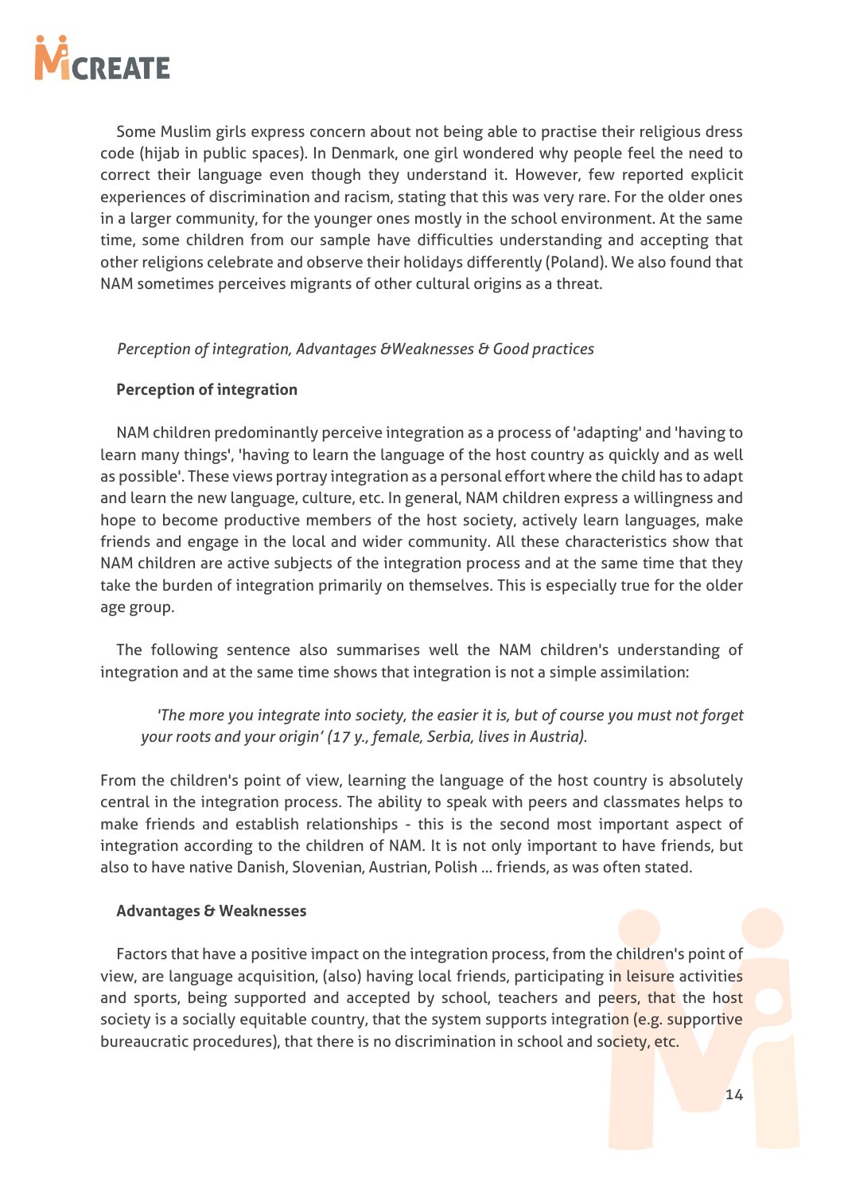Some Muslim girls express concern about not being able to practise their religious dress code (hijab in public spaces). In Denmark, one girl wondered why people feel the need to correct their language even though they understand it. However, few reported explicit experiences of discrimination and racism, stating that this was very rare. For the older ones in a larger community, for the younger ones mostly in the school environment. At the same time, some children from our sample have difficulties understanding and accepting that other religions celebrate and observe their holidays differently (Poland). We also found that NAM sometimes perceives migrants of other cultural origins as a threat.

*Perception of integration, Advantages &Weaknesses & Good practices*

**Perception of integration**

NAM children predominantly perceive integration as a process of 'adapting' and 'having to learn many things', 'having to learn the language of the host country as quickly and as well as possible'. These views portray integration as a personal effort where the child has to adapt and learn the new language, culture, etc. In general, NAM children express a willingness and hope to become productive members of the host society, actively learn languages, make friends and engage in the local and wider community. All these characteristics show that NAM children are active subjects of the integration process and at the same time that they take the burden of integration primarily on themselves. This is especially true for the older age group.

The following sentence also summarises well the NAM children's understanding of integration and at the same time shows that integration is not a simple assimilation:

> *'The more you integrate into society, the easier it is, but of course you must not forget your roots and your origin' (17 y., female, Serbia, lives in Austria).*

From the children's point of view, learning the language of the host country is absolutely central in the integration process. The ability to speak with peers and classmates helps to make friends and establish relationships - this is the second most important aspect of integration according to the children of NAM. It is not only important to have friends, but also to have native Danish, Slovenian, Austrian, Polish ... friends, as was often stated.

**Advantages & Weaknesses**

Factors that have a positive impact on the integration process, from the children's point of view, are language acquisition, (also) having local friends, participating in leisure activities and sports, being supported and accepted by school, teachers and peers, that the host society is a socially equitable country, that the system supports integration (e.g. supportive bureaucratic procedures), that there is no discrimination in school and society, etc.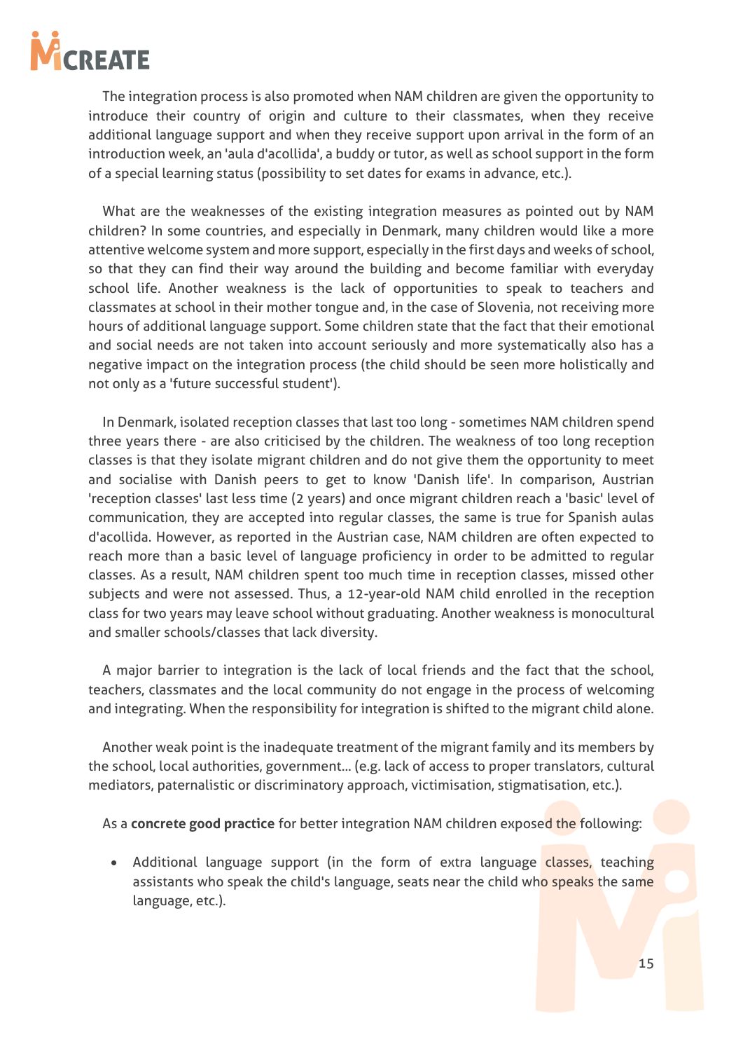The integration process is also promoted when NAM children are given the opportunity to introduce their country of origin and culture to their classmates, when they receive additional language support and when they receive support upon arrival in the form of an introduction week, an 'aula d'acollida', a buddy or tutor, as well as school support in the form of a special learning status (possibility to set dates for exams in advance, etc.).

What are the weaknesses of the existing integration measures as pointed out by NAM children? In some countries, and especially in Denmark, many children would like a more attentive welcome system and more support, especially in the first days and weeks of school, so that they can find their way around the building and become familiar with everyday school life. Another weakness is the lack of opportunities to speak to teachers and classmates at school in their mother tongue and, in the case of Slovenia, not receiving more hours of additional language support. Some children state that the fact that their emotional and social needs are not taken into account seriously and more systematically also has a negative impact on the integration process (the child should be seen more holistically and not only as a 'future successful student').

In Denmark, isolated reception classes that last too long - sometimes NAM children spend three years there - are also criticised by the children. The weakness of too long reception classes is that they isolate migrant children and do not give them the opportunity to meet and socialise with Danish peers to get to know 'Danish life'. In comparison, Austrian 'reception classes' last less time (2 years) and once migrant children reach a 'basic' level of communication, they are accepted into regular classes, the same is true for Spanish aulas d'acollida. However, as reported in the Austrian case, NAM children are often expected to reach more than a basic level of language proficiency in order to be admitted to regular classes. As a result, NAM children spent too much time in reception classes, missed other subjects and were not assessed. Thus, a 12-year-old NAM child enrolled in the reception class for two years may leave school without graduating. Another weakness is monocultural and smaller schools/classes that lack diversity.

A major barrier to integration is the lack of local friends and the fact that the school, teachers, classmates and the local community do not engage in the process of welcoming and integrating. When the responsibility for integration is shifted to the migrant child alone.

Another weak point is the inadequate treatment of the migrant family and its members by the school, local authorities, government... (e.g. lack of access to proper translators, cultural mediators, paternalistic or discriminatory approach, victimisation, stigmatisation, etc.).

As a **concrete good practice** for better integration NAM children exposed the following:

- Additional language support (in the form of extra language classes, teaching assistants who speak the child's language, seats near the child who speaks the same language, etc.).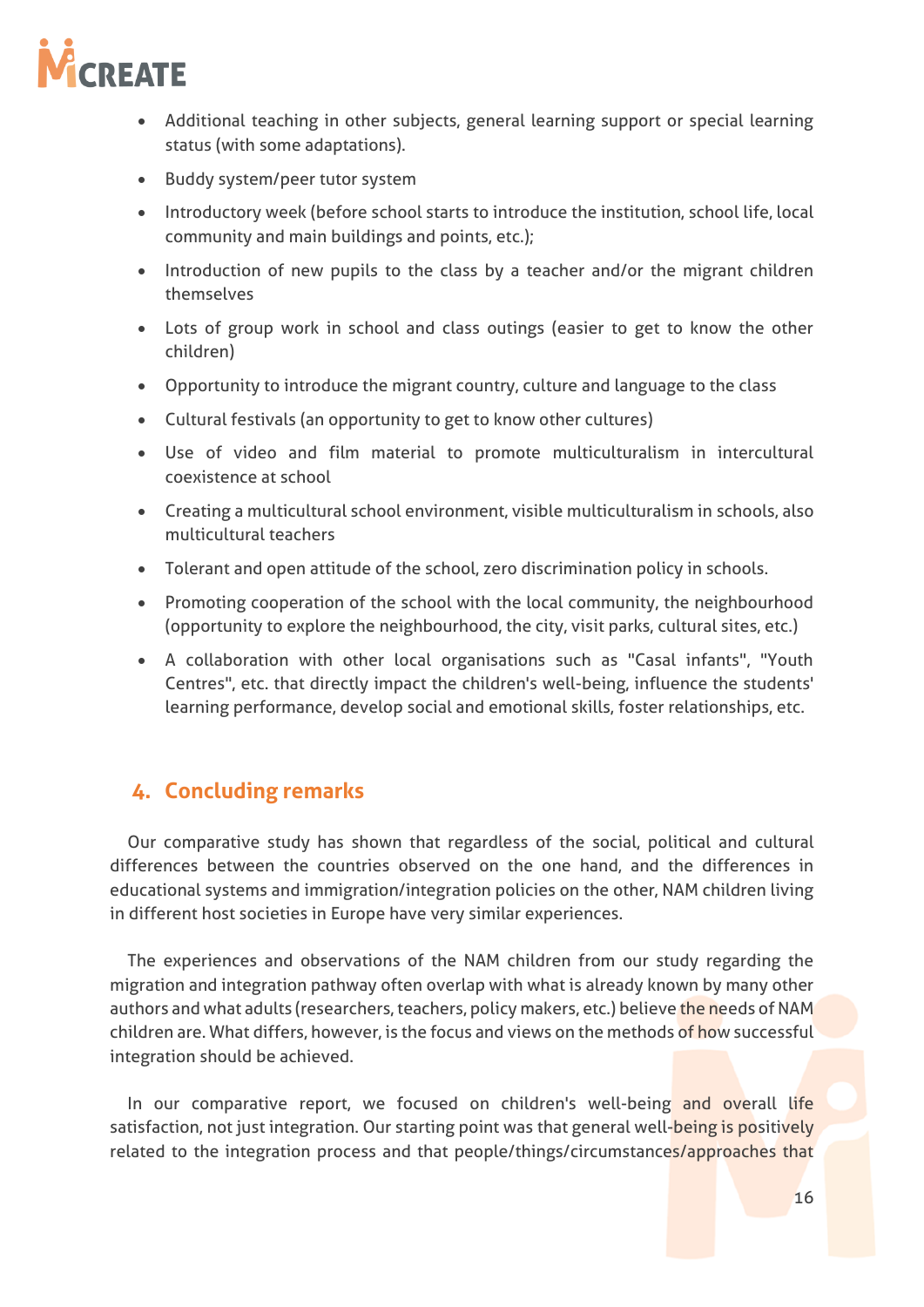- Additional teaching in other subjects, general learning support or special learning status (with some adaptations).
- Buddy system/peer tutor system
- Introductory week (before school starts to introduce the institution, school life, local community and main buildings and points, etc.);
- Introduction of new pupils to the class by a teacher and/or the migrant children themselves
- Lots of group work in school and class outings (easier to get to know the other children)
- Opportunity to introduce the migrant country, culture and language to the class
- Cultural festivals (an opportunity to get to know other cultures)
- Use of video and film material to promote multiculturalism in intercultural coexistence at school
- Creating a multicultural school environment, visible multiculturalism in schools, also multicultural teachers
- Tolerant and open attitude of the school, zero discrimination policy in schools.
- Promoting cooperation of the school with the local community, the neighbourhood (opportunity to explore the neighbourhood, the city, visit parks, cultural sites, etc.)
- A collaboration with other local organisations such as "Casal infants", "Youth Centres", etc. that directly impact the children's well-being, influence the students' learning performance, develop social and emotional skills, foster relationships, etc.

## 4. Concluding remarks

Our comparative study has shown that regardless of the social, political and cultural differences between the countries observed on the one hand, and the differences in educational systems and immigration/integration policies on the other, NAM children living in different host societies in Europe have very similar experiences.

The experiences and observations of the NAM children from our study regarding the migration and integration pathway often overlap with what is already known by many other authors and what adults (researchers, teachers, policy makers, etc.) believe the needs of NAM children are. What differs, however, is the focus and views on the methods of how successful integration should be achieved.

In our comparative report, we focused on children's well-being and overall life satisfaction, not just integration. Our starting point was that general well-being is positively related to the integration process and that people/things/circumstances/approaches that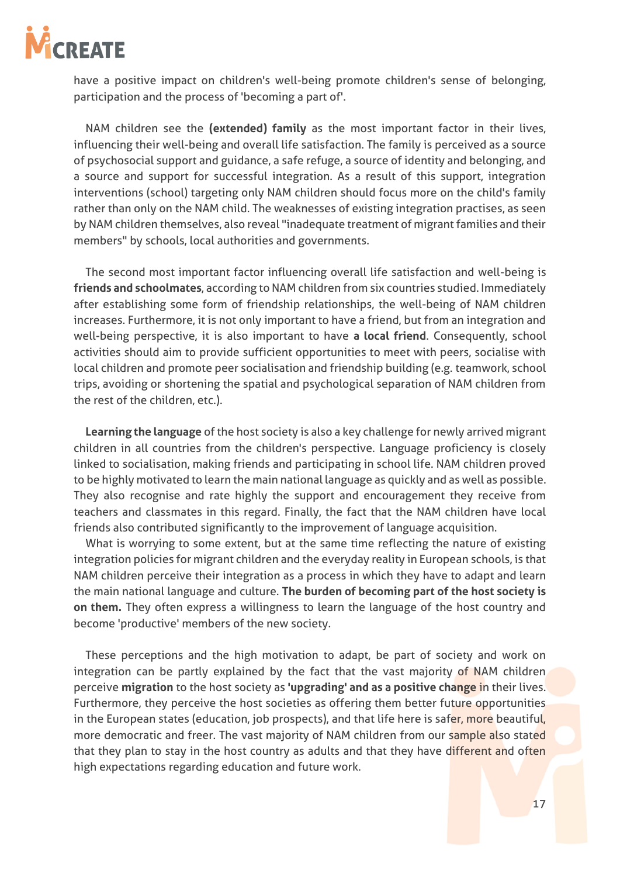have a positive impact on children's well-being promote children's sense of belonging, participation and the process of 'becoming a part of'.

NAM children see the **(extended) family** as the most important factor in their lives, influencing their well-being and overall life satisfaction. The family is perceived as a source of psychosocial support and guidance, a safe refuge, a source of identity and belonging, and a source and support for successful integration. As a result of this support, integration interventions (school) targeting only NAM children should focus more on the child's family rather than only on the NAM child. The weaknesses of existing integration practises, as seen by NAM children themselves, also reveal "inadequate treatment of migrant families and their members" by schools, local authorities and governments.

The second most important factor influencing overall life satisfaction and well-being is **friends and schoolmates**, according to NAM children from six countries studied. Immediately after establishing some form of friendship relationships, the well-being of NAM children increases. Furthermore, it is not only important to have a friend, but from an integration and well-being perspective, it is also important to have **a local friend**. Consequently, school activities should aim to provide sufficient opportunities to meet with peers, socialise with local children and promote peer socialisation and friendship building (e.g. teamwork, school trips, avoiding or shortening the spatial and psychological separation of NAM children from the rest of the children, etc.).

**Learning the language** of the host society is also a key challenge for newly arrived migrant children in all countries from the children's perspective. Language proficiency is closely linked to socialisation, making friends and participating in school life. NAM children proved to be highly motivated to learn the main national language as quickly and as well as possible. They also recognise and rate highly the support and encouragement they receive from teachers and classmates in this regard. Finally, the fact that the NAM children have local friends also contributed significantly to the improvement of language acquisition.

What is worrying to some extent, but at the same time reflecting the nature of existing integration policies for migrant children and the everyday reality in European schools, is that NAM children perceive their integration as a process in which they have to adapt and learn the main national language and culture. **The burden of becoming part of the host society is on them.** They often express a willingness to learn the language of the host country and become 'productive' members of the new society.

These perceptions and the high motivation to adapt, be part of society and work on integration can be partly explained by the fact that the vast majority of NAM children perceive **migration** to the host society as **'upgrading' and as a positive change** in their lives. Furthermore, they perceive the host societies as offering them better future opportunities in the European states (education, job prospects), and that life here is safer, more beautiful, more democratic and freer. The vast majority of NAM children from our sample also stated that they plan to stay in the host country as adults and that they have different and often high expectations regarding education and future work.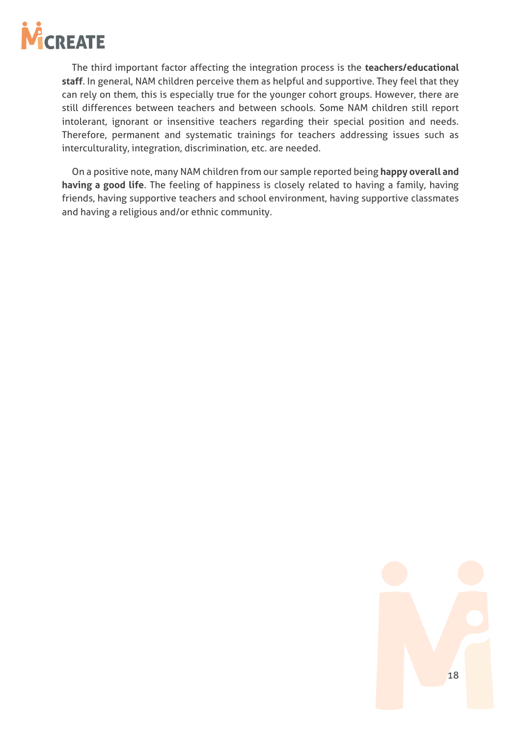The third important factor affecting the integration process is the **teachers/educational staff**. In general, NAM children perceive them as helpful and supportive. They feel that they can rely on them, this is especially true for the younger cohort groups. However, there are still differences between teachers and between schools. Some NAM children still report intolerant, ignorant or insensitive teachers regarding their special position and needs. Therefore, permanent and systematic trainings for teachers addressing issues such as interculturality, integration, discrimination, etc. are needed.

On a positive note, many NAM children from our sample reported being **happy overall and having a good life**. The feeling of happiness is closely related to having a family, having friends, having supportive teachers and school environment, having supportive classmates and having a religious and/or ethnic community.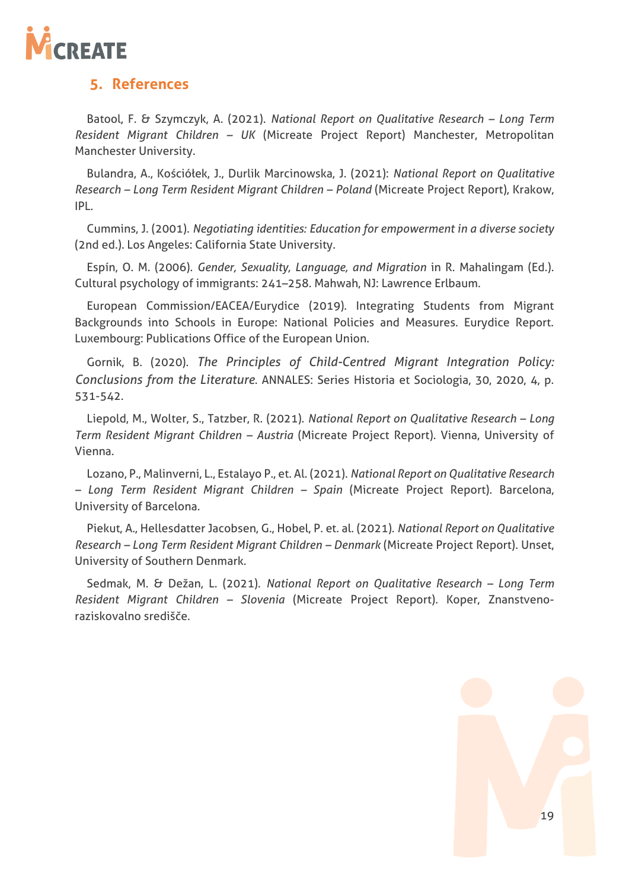## 5. References

Batool, F. & Szymczyk, A. (2021). *National Report on Qualitative Research – Long Term Resident Migrant Children – UK* (Micreate Project Report) Manchester, Metropolitan Manchester University.

Bulandra, A., Kościółek, J., Durlik Marcinowska, J. (2021): *National Report on Qualitative Research – Long Term Resident Migrant Children – Poland* (Micreate Project Report), Krakow, IPL.

Cummins, J. (2001). *Negotiating identities: Education for empowerment in a diverse society* (2nd ed.). Los Angeles: California State University.

Espín, O. M. (2006). *Gender, Sexuality, Language, and Migration* in R. Mahalingam (Ed.). Cultural psychology of immigrants: 241–258. Mahwah, NJ: Lawrence Erlbaum.

European Commission/EACEA/Eurydice (2019). Integrating Students from Migrant Backgrounds into Schools in Europe: National Policies and Measures. Eurydice Report. Luxembourg: Publications Office of the European Union.

Gornik, B. (2020). *The Principles of Child-Centred Migrant Integration Policy: Conclusions from the Literature.* ANNALES: Series Historia et Sociologia, 30, 2020, 4, p. 531-542.

Liepold, M., Wolter, S., Tatzber, R. (2021). *National Report on Qualitative Research – Long Term Resident Migrant Children – Austria* (Micreate Project Report). Vienna, University of Vienna.

Lozano, P., Malinverni, L., Estalayo P., et. Al. (2021). *National Report on Qualitative Research – Long Term Resident Migrant Children – Spain* (Micreate Project Report). Barcelona, University of Barcelona.

Piekut, A., Hellesdatter Jacobsen, G., Hobel, P. et. al. (2021). *National Report on Qualitative Research – Long Term Resident Migrant Children – Denmark* (Micreate Project Report). Unset, University of Southern Denmark.

Sedmak, M. & Dežan, L. (2021). *National Report on Qualitative Research – Long Term Resident Migrant Children – Slovenia* (Micreate Project Report). Koper, Znanstveno-raziskovalno središče.